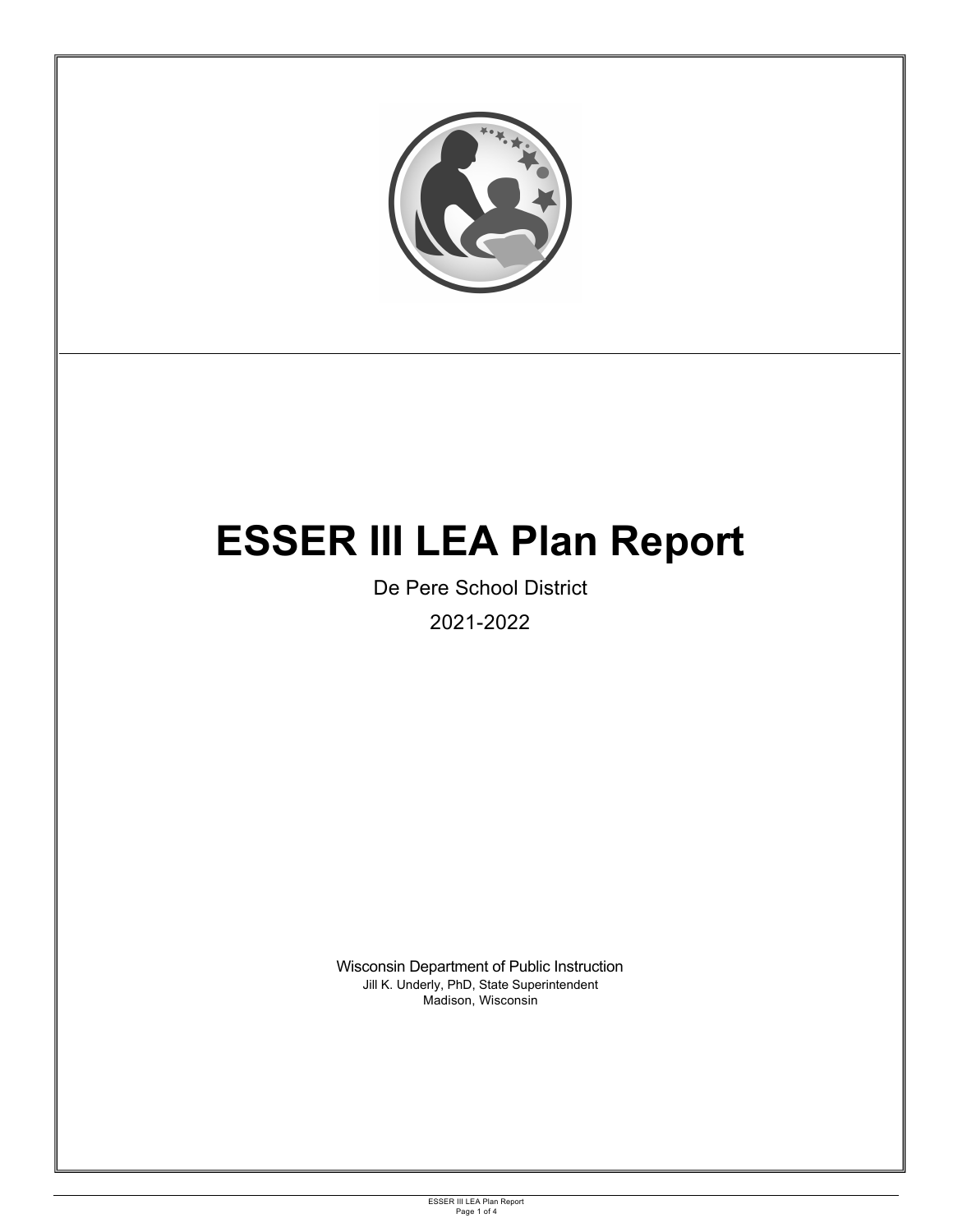# ESSER III LEA Plan Report

De Pere School District

2021-2022

Wisconsin Department of Public Instruction
Jill K. Underly, PhD, State Superintendent
Madison, Wisconsin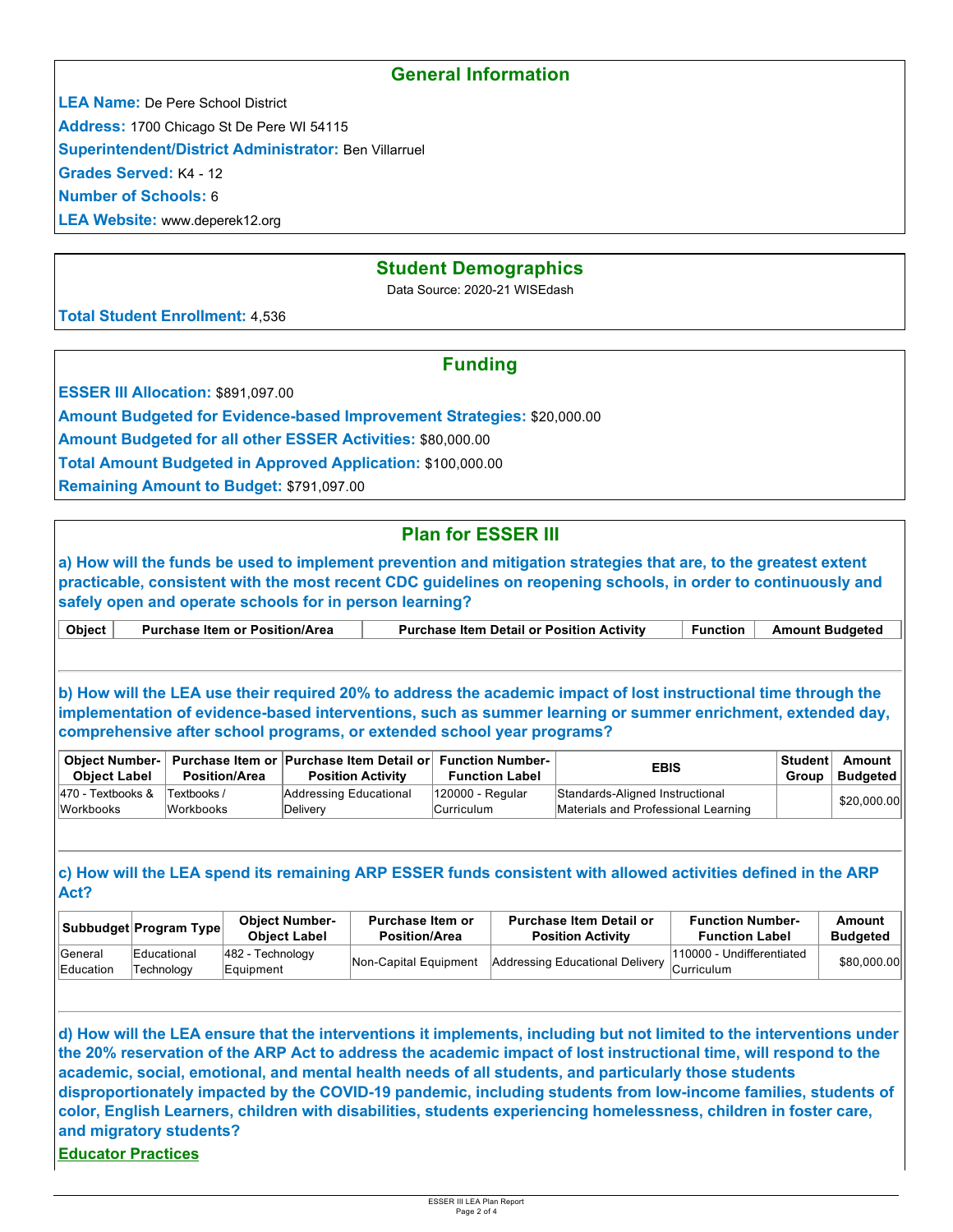## General Information

**LEA Name:** De Pere School District

**Address:** 1700 Chicago St De Pere WI 54115

**Superintendent/District Administrator:** Ben Villarruel

**Grades Served:** K4 - 12

**Number of Schools:** 6

**LEA Website:** www.deperek12.org

## Student Demographics

Data Source: 2020-21 WISEdash

**Total Student Enrollment:** 4,536

## Funding

**ESSER III Allocation:** $891,097.00

**Amount Budgeted for Evidence-based Improvement Strategies:** $20,000.00

**Amount Budgeted for all other ESSER Activities:** $80,000.00

**Total Amount Budgeted in Approved Application:** $100,000.00

**Remaining Amount to Budget:** $791,097.00

## Plan for ESSER III

**a) How will the funds be used to implement prevention and mitigation strategies that are, to the greatest extent practicable, consistent with the most recent CDC guidelines on reopening schools, in order to continuously and safely open and operate schools for in person learning?**

| Object | Purchase Item or Position/Area | Purchase Item Detail or Position Activity | Function | Amount Budgeted |
|---|---|---|---|---|

**b) How will the LEA use their required 20% to address the academic impact of lost instructional time through the implementation of evidence-based interventions, such as summer learning or summer enrichment, extended day, comprehensive after school programs, or extended school year programs?**

| Object Number-Object Label | Purchase Item or Position/Area | Purchase Item Detail or Position Activity | Function Number-Function Label | EBIS | Student Group | Amount Budgeted |
|---|---|---|---|---|---|---|
| 470 - Textbooks & Workbooks | Textbooks / Workbooks | Addressing Educational Delivery | 120000 - Regular Curriculum | Standards-Aligned Instructional Materials and Professional Learning | | $20,000.00 |

**c) How will the LEA spend its remaining ARP ESSER funds consistent with allowed activities defined in the ARP Act?**

| Subbudget | Program Type | Object Number-Object Label | Purchase Item or Position/Area | Purchase Item Detail or Position Activity | Function Number-Function Label | Amount Budgeted |
|---|---|---|---|---|---|---|
| General Education | Educational Technology | 482 - Technology Equipment | Non-Capital Equipment | Addressing Educational Delivery | 110000 - Undifferentiated Curriculum | $80,000.00 |

**d) How will the LEA ensure that the interventions it implements, including but not limited to the interventions under the 20% reservation of the ARP Act to address the academic impact of lost instructional time, will respond to the academic, social, emotional, and mental health needs of all students, and particularly those students disproportionately impacted by the COVID-19 pandemic, including students from low-income families, students of color, English Learners, children with disabilities, students experiencing homelessness, children in foster care, and migratory students?**

**Educator Practices**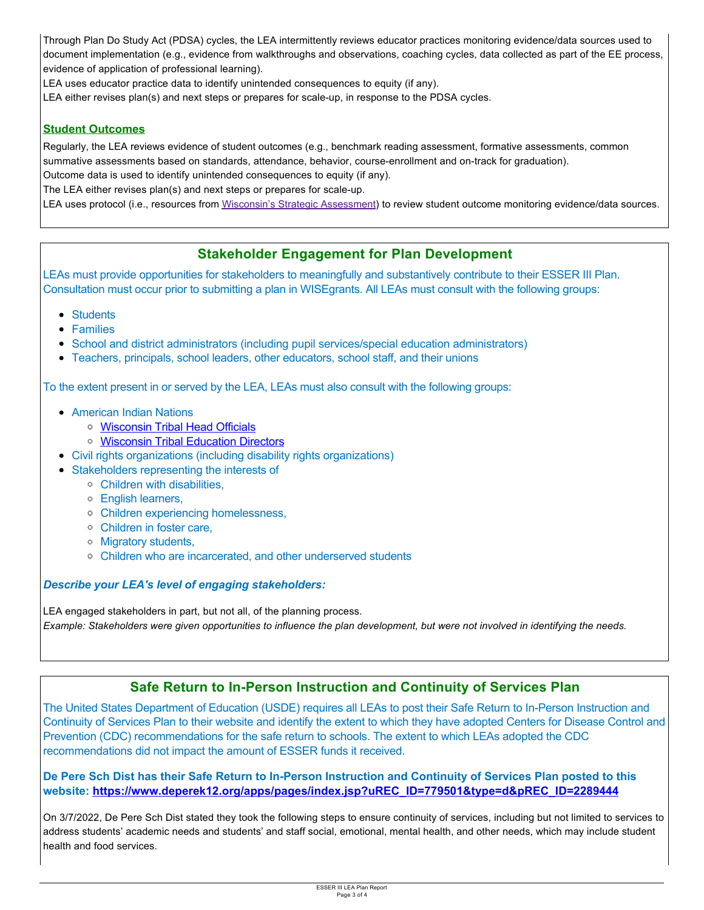Through Plan Do Study Act (PDSA) cycles, the LEA intermittently reviews educator practices monitoring evidence/data sources used to document implementation (e.g., evidence from walkthroughs and observations, coaching cycles, data collected as part of the EE process, evidence of application of professional learning).
LEA uses educator practice data to identify unintended consequences to equity (if any).
LEA either revises plan(s) and next steps or prepares for scale-up, in response to the PDSA cycles.

**Student Outcomes**

Regularly, the LEA reviews evidence of student outcomes (e.g., benchmark reading assessment, formative assessments, common summative assessments based on standards, attendance, behavior, course-enrollment and on-track for graduation).
Outcome data is used to identify unintended consequences to equity (if any).
The LEA either revises plan(s) and next steps or prepares for scale-up.
LEA uses protocol (i.e., resources from Wisconsin's Strategic Assessment) to review student outcome monitoring evidence/data sources.

## Stakeholder Engagement for Plan Development

LEAs must provide opportunities for stakeholders to meaningfully and substantively contribute to their ESSER III Plan. Consultation must occur prior to submitting a plan in WISEgrants. All LEAs must consult with the following groups:

- Students
- Families
- School and district administrators (including pupil services/special education administrators)
- Teachers, principals, school leaders, other educators, school staff, and their unions

To the extent present in or served by the LEA, LEAs must also consult with the following groups:

- American Indian Nations
  - Wisconsin Tribal Head Officials
  - Wisconsin Tribal Education Directors
- Civil rights organizations (including disability rights organizations)
- Stakeholders representing the interests of
  - Children with disabilities,
  - English learners,
  - Children experiencing homelessness,
  - Children in foster care,
  - Migratory students,
  - Children who are incarcerated, and other underserved students

***Describe your LEA's level of engaging stakeholders:***

LEA engaged stakeholders in part, but not all, of the planning process.
*Example: Stakeholders were given opportunities to influence the plan development, but were not involved in identifying the needs.*

## Safe Return to In-Person Instruction and Continuity of Services Plan

The United States Department of Education (USDE) requires all LEAs to post their Safe Return to In-Person Instruction and Continuity of Services Plan to their website and identify the extent to which they have adopted Centers for Disease Control and Prevention (CDC) recommendations for the safe return to schools. The extent to which LEAs adopted the CDC recommendations did not impact the amount of ESSER funds it received.

**De Pere Sch Dist has their Safe Return to In-Person Instruction and Continuity of Services Plan posted to this website: https://www.deperek12.org/apps/pages/index.jsp?uREC_ID=779501&type=d&pREC_ID=2289444**

On 3/7/2022, De Pere Sch Dist stated they took the following steps to ensure continuity of services, including but not limited to services to address students' academic needs and students' and staff social, emotional, mental health, and other needs, which may include student health and food services.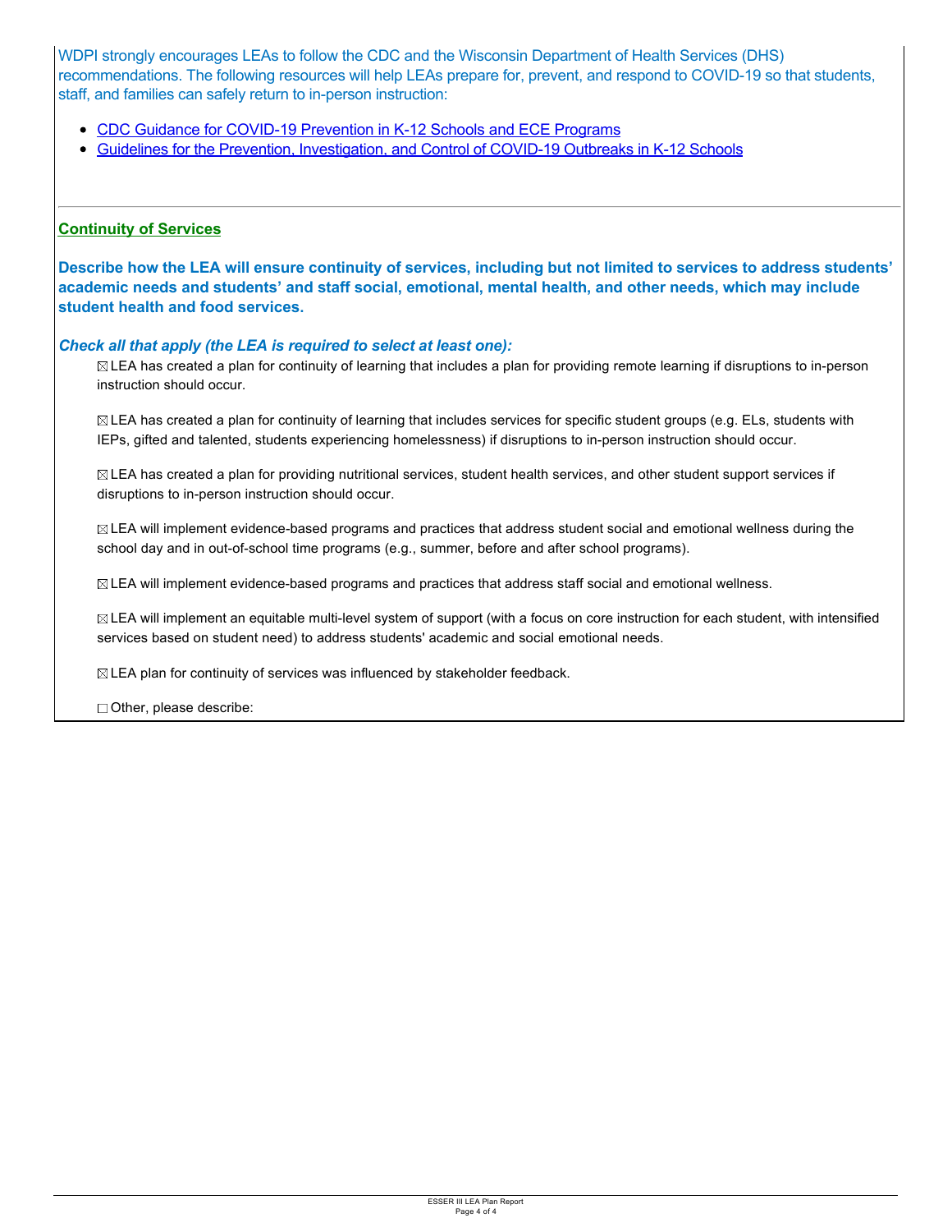WDPI strongly encourages LEAs to follow the CDC and the Wisconsin Department of Health Services (DHS) recommendations. The following resources will help LEAs prepare for, prevent, and respond to COVID-19 so that students, staff, and families can safely return to in-person instruction:

- CDC Guidance for COVID-19 Prevention in K-12 Schools and ECE Programs
- Guidelines for the Prevention, Investigation, and Control of COVID-19 Outbreaks in K-12 Schools

---

**Continuity of Services**

**Describe how the LEA will ensure continuity of services, including but not limited to services to address students' academic needs and students' and staff social, emotional, mental health, and other needs, which may include student health and food services.**

***Check all that apply (the LEA is required to select at least one):***

☒ LEA has created a plan for continuity of learning that includes a plan for providing remote learning if disruptions to in-person instruction should occur.

☒ LEA has created a plan for continuity of learning that includes services for specific student groups (e.g. ELs, students with IEPs, gifted and talented, students experiencing homelessness) if disruptions to in-person instruction should occur.

☒ LEA has created a plan for providing nutritional services, student health services, and other student support services if disruptions to in-person instruction should occur.

☒ LEA will implement evidence-based programs and practices that address student social and emotional wellness during the school day and in out-of-school time programs (e.g., summer, before and after school programs).

☒ LEA will implement evidence-based programs and practices that address staff social and emotional wellness.

☒ LEA will implement an equitable multi-level system of support (with a focus on core instruction for each student, with intensified services based on student need) to address students' academic and social emotional needs.

☒ LEA plan for continuity of services was influenced by stakeholder feedback.

☐ Other, please describe: